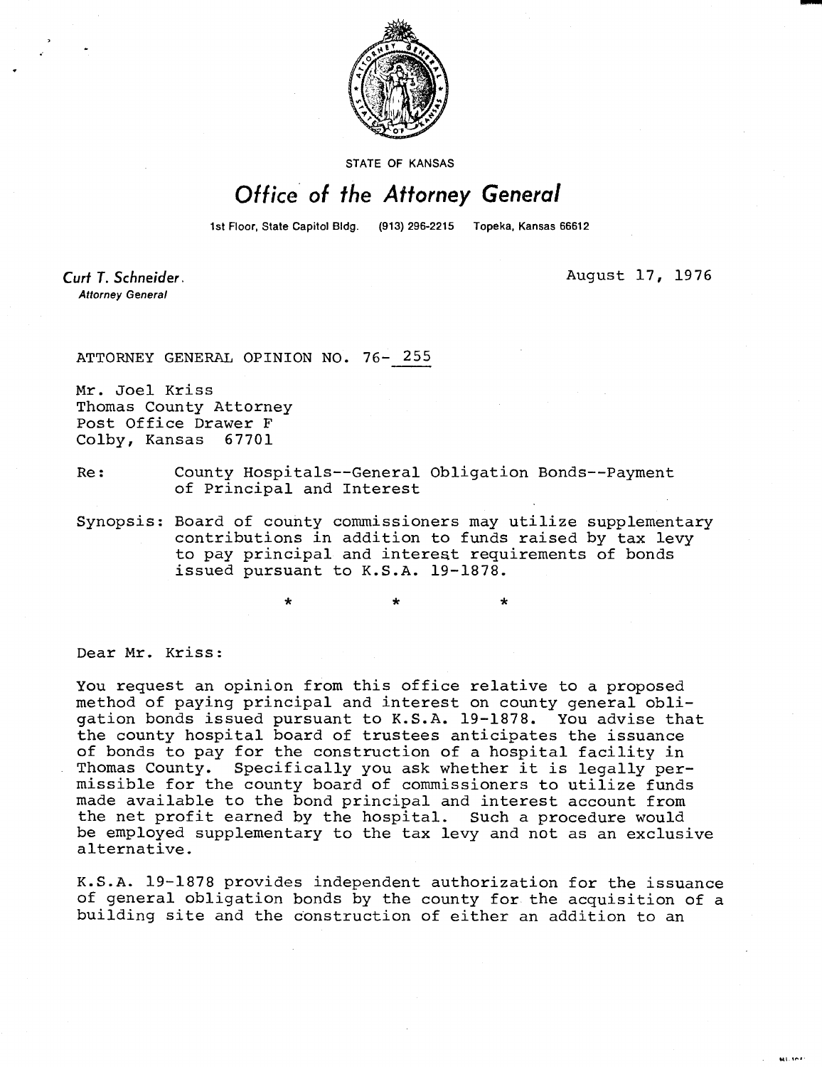STATE OF KANSAS

# Office of the Attorney General

1st Floor, State Capitol Bldg. (913) 296-2215 Topeka, Kansas 66612

**Curt T. Schneider**
*Attorney General*

August 17, 1976

ATTORNEY GENERAL OPINION NO. 76- 255

Mr. Joel Kriss
Thomas County Attorney
Post Office Drawer F
Colby, Kansas 67701

Re: County Hospitals--General Obligation Bonds--Payment of Principal and Interest

Synopsis: Board of county commissioners may utilize supplementary contributions in addition to funds raised by tax levy to pay principal and interest requirements of bonds issued pursuant to K.S.A. 19-1878.

\* \* \*

Dear Mr. Kriss:

You request an opinion from this office relative to a proposed method of paying principal and interest on county general obligation bonds issued pursuant to K.S.A. 19-1878. You advise that the county hospital board of trustees anticipates the issuance of bonds to pay for the construction of a hospital facility in Thomas County. Specifically you ask whether it is legally permissible for the county board of commissioners to utilize funds made available to the bond principal and interest account from the net profit earned by the hospital. Such a procedure would be employed supplementary to the tax levy and not as an exclusive alternative.

K.S.A. 19-1878 provides independent authorization for the issuance of general obligation bonds by the county for the acquisition of a building site and the construction of either an addition to an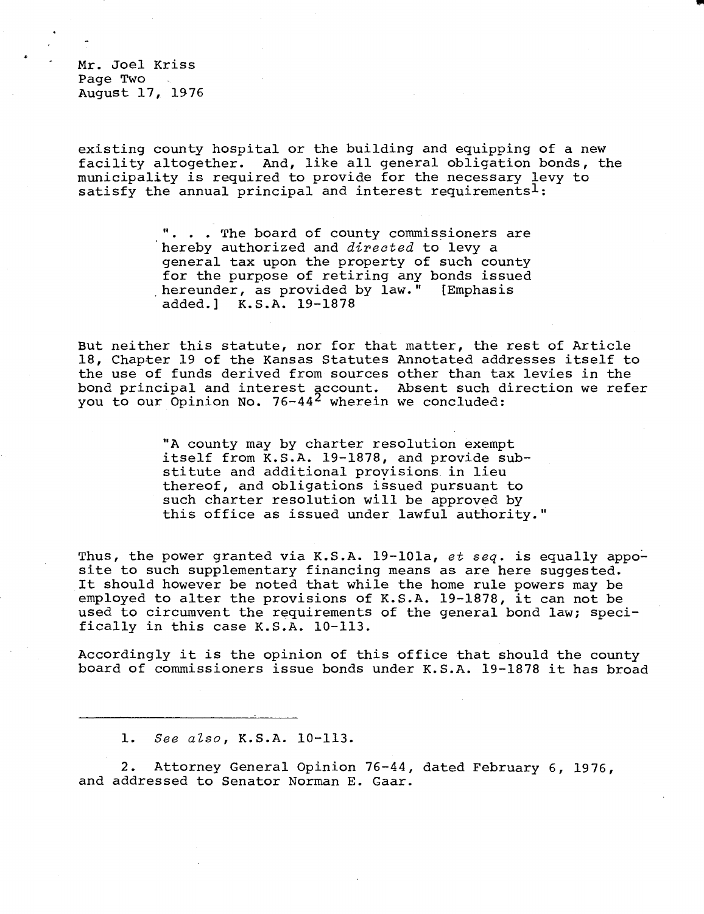Mr. Joel Kriss
Page Two
August 17, 1976

existing county hospital or the building and equipping of a new facility altogether. And, like all general obligation bonds, the municipality is required to provide for the necessary levy to satisfy the annual principal and interest requirements[1]:

> ". . . The board of county commissioners are hereby authorized and *directed* to levy a general tax upon the property of such county for the purpose of retiring any bonds issued hereunder, as provided by law." [Emphasis added.] K.S.A. 19-1878

But neither this statute, nor for that matter, the rest of Article 18, Chapter 19 of the Kansas Statutes Annotated addresses itself to the use of funds derived from sources other than tax levies in the bond principal and interest account. Absent such direction we refer you to our Opinion No. 76-44[2] wherein we concluded:

> "A county may by charter resolution exempt itself from K.S.A. 19-1878, and provide substitute and additional provisions in lieu thereof, and obligations issued pursuant to such charter resolution will be approved by this office as issued under lawful authority."

Thus, the power granted via K.S.A. 19-101a, *et seq.* is equally apposite to such supplementary financing means as are here suggested. It should however be noted that while the home rule powers may be employed to alter the provisions of K.S.A. 19-1878, it can not be used to circumvent the requirements of the general bond law; specifically in this case K.S.A. 10-113.

Accordingly it is the opinion of this office that should the county board of commissioners issue bonds under K.S.A. 19-1878 it has broad

---

1. *See also*, K.S.A. 10-113.

2. Attorney General Opinion 76-44, dated February 6, 1976, and addressed to Senator Norman E. Gaar.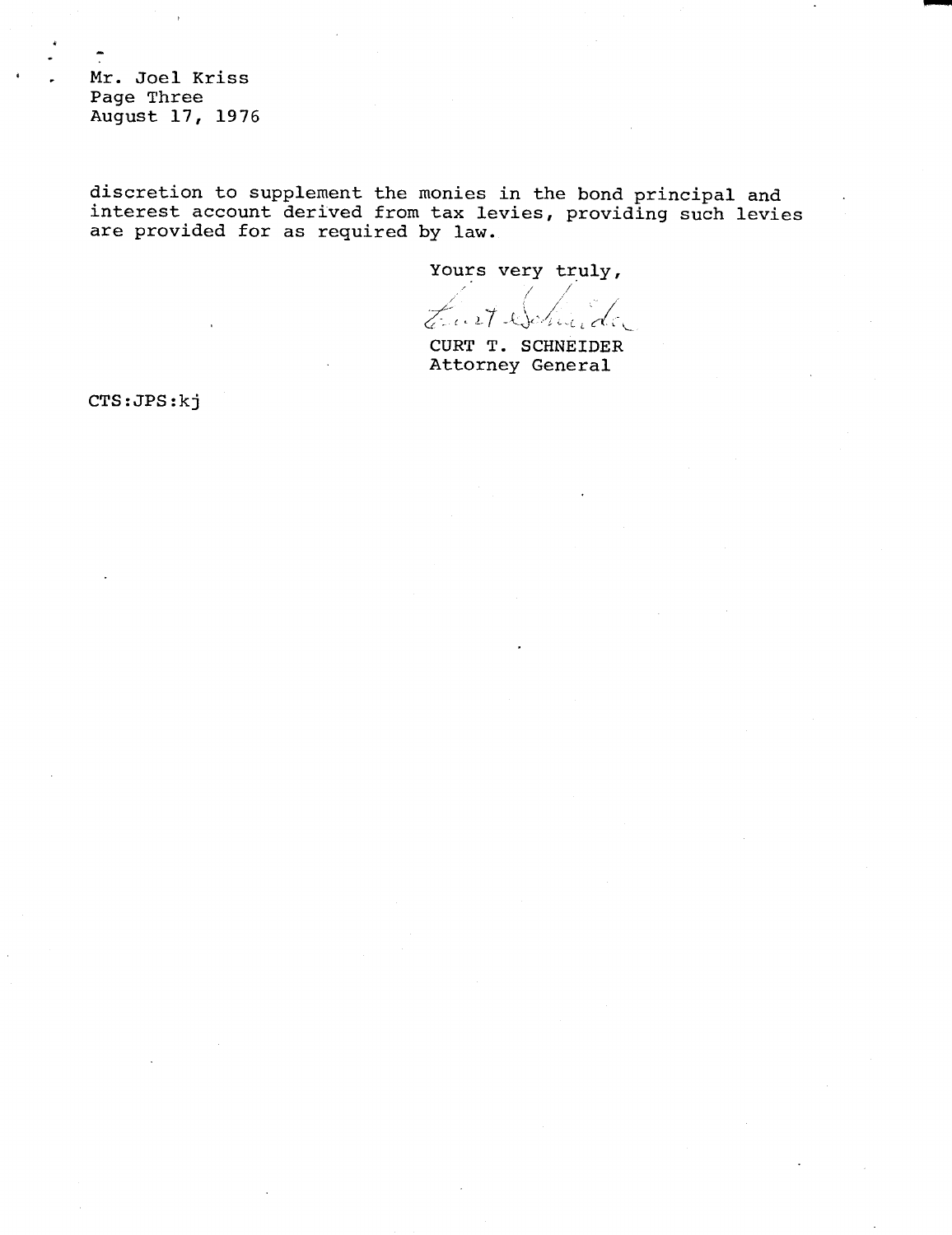Mr. Joel Kriss
Page Three
August 17, 1976

discretion to supplement the monies in the bond principal and interest account derived from tax levies, providing such levies are provided for as required by law.

Yours very truly,

CURT T. SCHNEIDER
Attorney General

CTS:JPS:kj